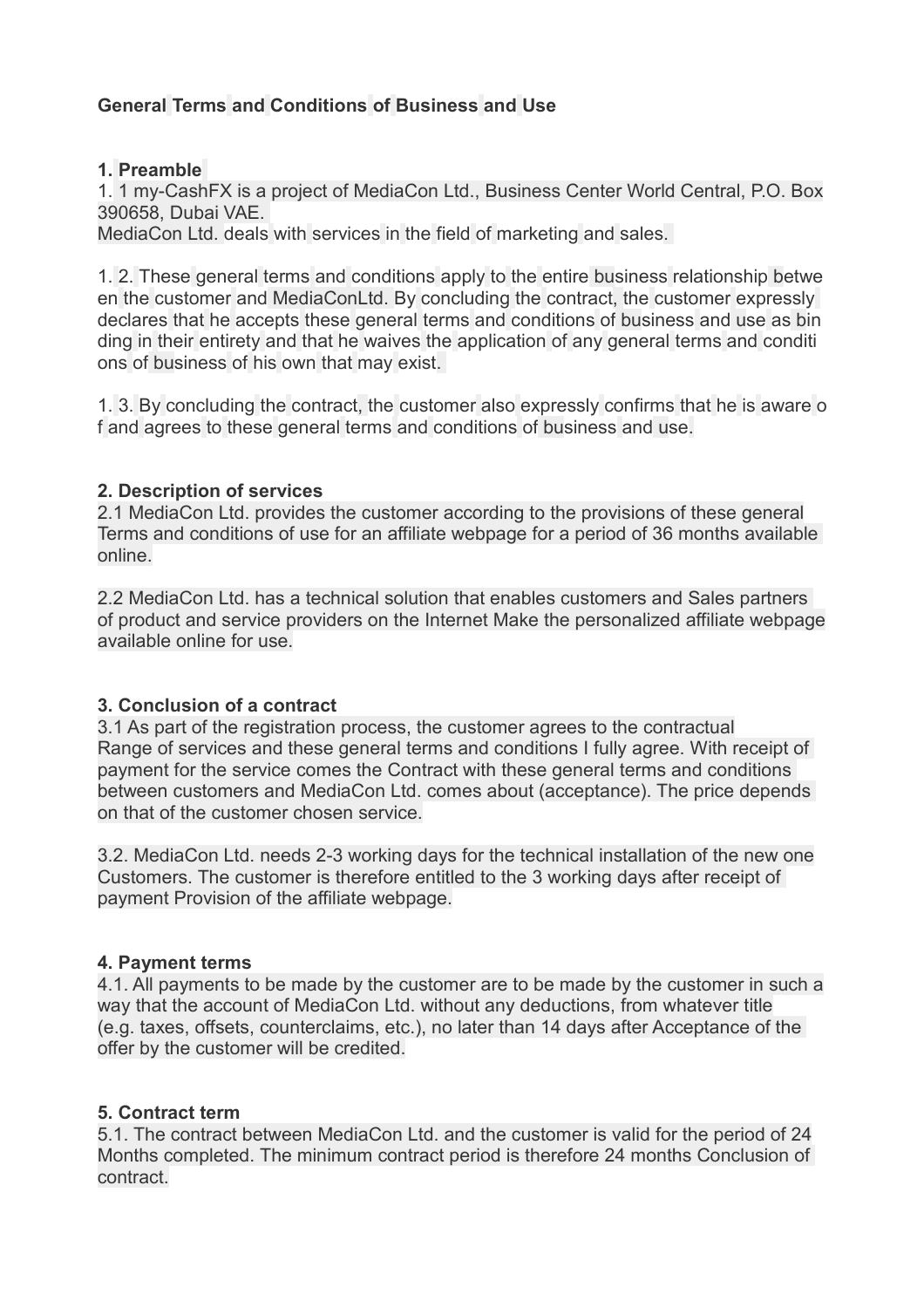**General Terms and Conditions of Business and Use**

**1. Preamble**

1. 1 my-CashFX is a project of MediaCon Ltd., Business Center World Central, P.O. Box 390658, Dubai VAE.
MediaCon Ltd. deals with services in the field of marketing and sales.

1. 2. These general terms and conditions apply to the entire business relationship betwe en the customer and MediaConLtd. By concluding the contract, the customer expressly declares that he accepts these general terms and conditions of business and use as bin ding in their entirety and that he waives the application of any general terms and conditi ons of business of his own that may exist.

1. 3. By concluding the contract, the customer also expressly confirms that he is aware o f and agrees to these general terms and conditions of business and use.

**2. Description of services**

2.1 MediaCon Ltd. provides the customer according to the provisions of these general Terms and conditions of use for an affiliate webpage for a period of 36 months available online.

2.2 MediaCon Ltd. has a technical solution that enables customers and Sales partners of product and service providers on the Internet Make the personalized affiliate webpage available online for use.

**3. Conclusion of a contract**

3.1 As part of the registration process, the customer agrees to the contractual Range of services and these general terms and conditions I fully agree. With receipt of payment for the service comes the Contract with these general terms and conditions between customers and MediaCon Ltd. comes about (acceptance). The price depends on that of the customer chosen service.

3.2. MediaCon Ltd. needs 2-3 working days for the technical installation of the new one Customers. The customer is therefore entitled to the 3 working days after receipt of payment Provision of the affiliate webpage.

**4. Payment terms**

4.1. All payments to be made by the customer are to be made by the customer in such a way that the account of MediaCon Ltd. without any deductions, from whatever title (e.g. taxes, offsets, counterclaims, etc.), no later than 14 days after Acceptance of the offer by the customer will be credited.

**5. Contract term**

5.1. The contract between MediaCon Ltd. and the customer is valid for the period of 24 Months completed. The minimum contract period is therefore 24 months Conclusion of contract.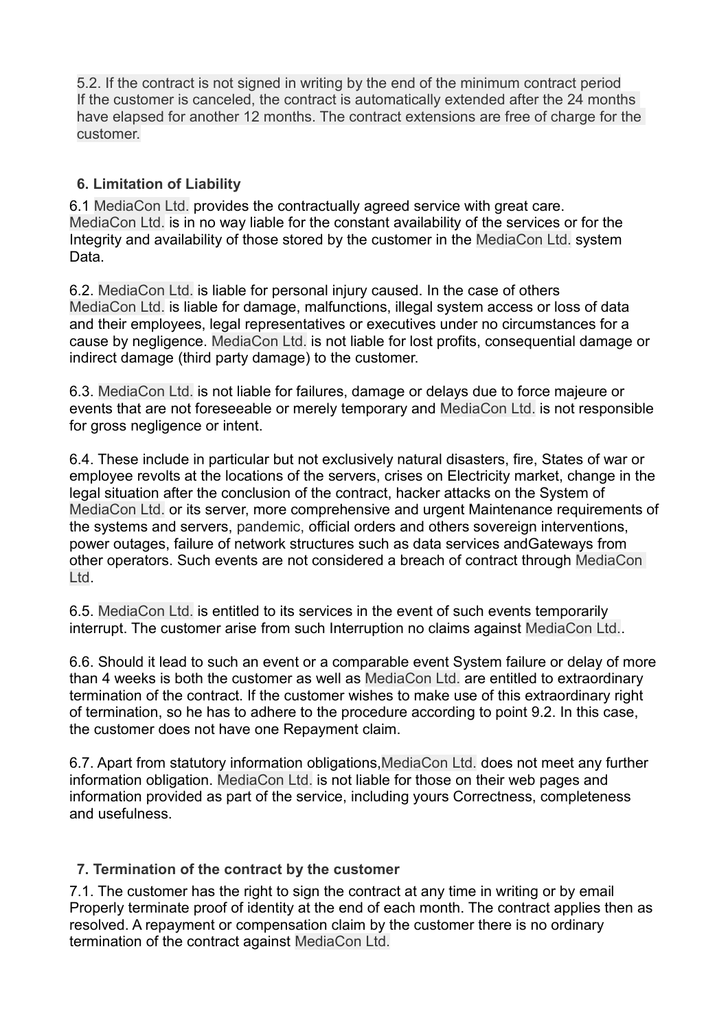5.2. If the contract is not signed in writing by the end of the minimum contract period If the customer is canceled, the contract is automatically extended after the 24 months have elapsed for another 12 months. The contract extensions are free of charge for the customer.

## 6. Limitation of Liability

6.1 MediaCon Ltd. provides the contractually agreed service with great care. MediaCon Ltd. is in no way liable for the constant availability of the services or for the Integrity and availability of those stored by the customer in the MediaCon Ltd. system Data.

6.2. MediaCon Ltd. is liable for personal injury caused. In the case of others MediaCon Ltd. is liable for damage, malfunctions, illegal system access or loss of data and their employees, legal representatives or executives under no circumstances for a cause by negligence. MediaCon Ltd. is not liable for lost profits, consequential damage or indirect damage (third party damage) to the customer.

6.3. MediaCon Ltd. is not liable for failures, damage or delays due to force majeure or events that are not foreseeable or merely temporary and MediaCon Ltd. is not responsible for gross negligence or intent.

6.4. These include in particular but not exclusively natural disasters, fire, States of war or employee revolts at the locations of the servers, crises on Electricity market, change in the legal situation after the conclusion of the contract, hacker attacks on the System of MediaCon Ltd. or its server, more comprehensive and urgent Maintenance requirements of the systems and servers, pandemic, official orders and others sovereign interventions, power outages, failure of network structures such as data services andGateways from other operators. Such events are not considered a breach of contract through MediaCon Ltd.

6.5. MediaCon Ltd. is entitled to its services in the event of such events temporarily interrupt. The customer arise from such Interruption no claims against MediaCon Ltd..

6.6. Should it lead to such an event or a comparable event System failure or delay of more than 4 weeks is both the customer as well as MediaCon Ltd. are entitled to extraordinary termination of the contract. If the customer wishes to make use of this extraordinary right of termination, so he has to adhere to the procedure according to point 9.2. In this case, the customer does not have one Repayment claim.

6.7. Apart from statutory information obligations,MediaCon Ltd. does not meet any further information obligation. MediaCon Ltd. is not liable for those on their web pages and information provided as part of the service, including yours Correctness, completeness and usefulness.

## 7. Termination of the contract by the customer

7.1. The customer has the right to sign the contract at any time in writing or by email Properly terminate proof of identity at the end of each month. The contract applies then as resolved. A repayment or compensation claim by the customer there is no ordinary termination of the contract against MediaCon Ltd.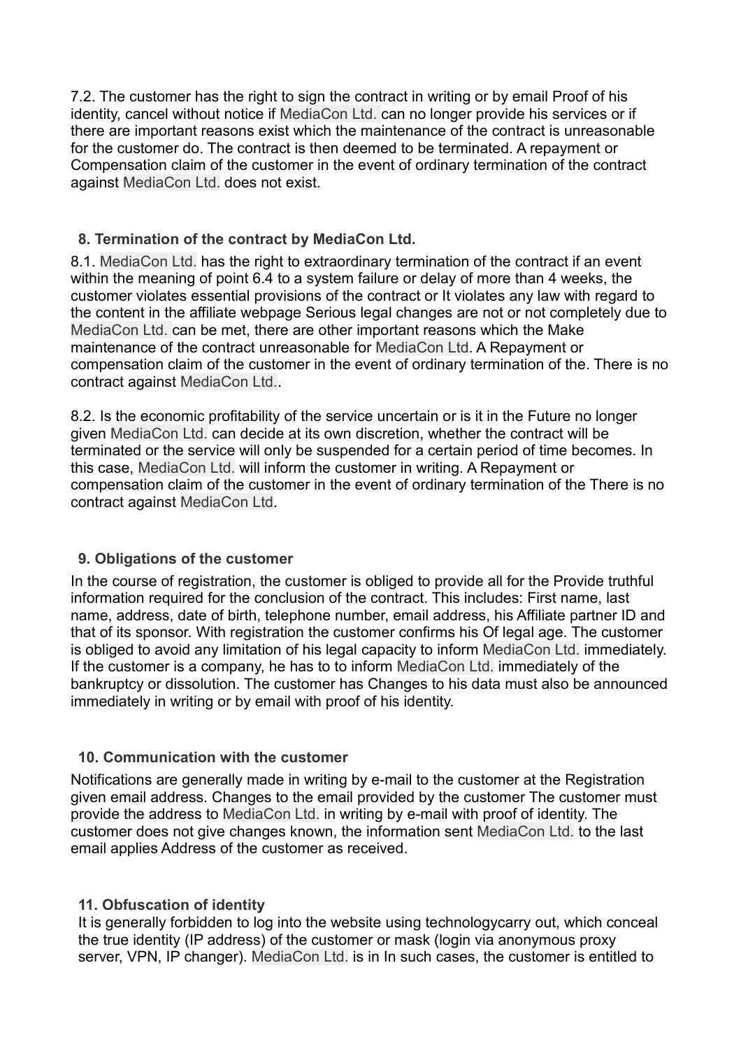7.2. The customer has the right to sign the contract in writing or by email Proof of his identity, cancel without notice if MediaCon Ltd. can no longer provide his services or if there are important reasons exist which the maintenance of the contract is unreasonable for the customer do. The contract is then deemed to be terminated. A repayment or Compensation claim of the customer in the event of ordinary termination of the contract against MediaCon Ltd. does not exist.

## 8. Termination of the contract by MediaCon Ltd.

8.1. MediaCon Ltd. has the right to extraordinary termination of the contract if an event within the meaning of point 6.4 to a system failure or delay of more than 4 weeks, the customer violates essential provisions of the contract or It violates any law with regard to the content in the affiliate webpage Serious legal changes are not or not completely due to MediaCon Ltd. can be met, there are other important reasons which the Make maintenance of the contract unreasonable for MediaCon Ltd. A Repayment or compensation claim of the customer in the event of ordinary termination of the. There is no contract against MediaCon Ltd..

8.2. Is the economic profitability of the service uncertain or is it in the Future no longer given MediaCon Ltd. can decide at its own discretion, whether the contract will be terminated or the service will only be suspended for a certain period of time becomes. In this case, MediaCon Ltd. will inform the customer in writing. A Repayment or compensation claim of the customer in the event of ordinary termination of the There is no contract against MediaCon Ltd.

## 9. Obligations of the customer

In the course of registration, the customer is obliged to provide all for the Provide truthful information required for the conclusion of the contract. This includes: First name, last name, address, date of birth, telephone number, email address, his Affiliate partner ID and that of its sponsor. With registration the customer confirms his Of legal age. The customer is obliged to avoid any limitation of his legal capacity to inform MediaCon Ltd. immediately. If the customer is a company, he has to to inform MediaCon Ltd. immediately of the bankruptcy or dissolution. The customer has Changes to his data must also be announced immediately in writing or by email with proof of his identity.

## 10. Communication with the customer

Notifications are generally made in writing by e-mail to the customer at the Registration given email address. Changes to the email provided by the customer The customer must provide the address to MediaCon Ltd. in writing by e-mail with proof of identity. The customer does not give changes known, the information sent MediaCon Ltd. to the last email applies Address of the customer as received.

## 11. Obfuscation of identity

It is generally forbidden to log into the website using technologycarry out, which conceal the true identity (IP address) of the customer or mask (login via anonymous proxy server, VPN, IP changer). MediaCon Ltd. is in In such cases, the customer is entitled to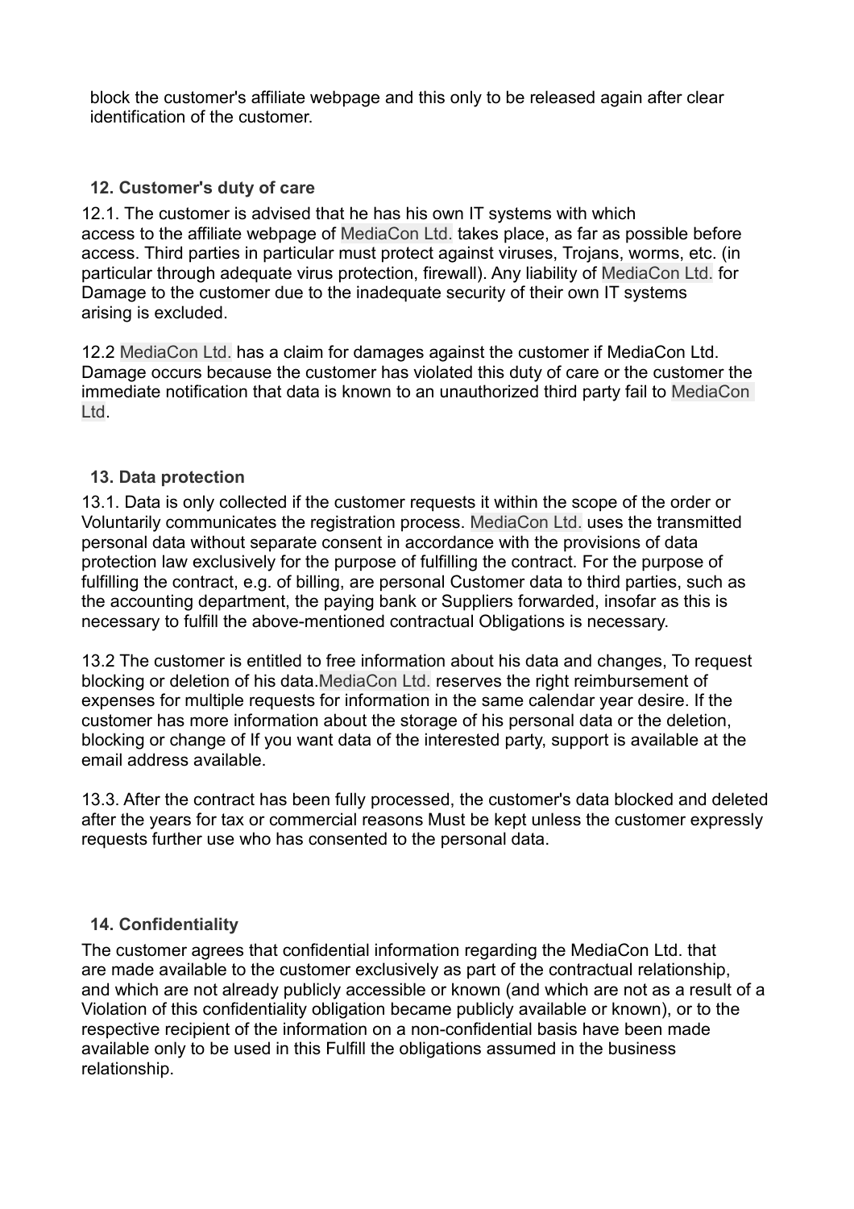block the customer's affiliate webpage and this only to be released again after clear identification of the customer.

## 12. Customer's duty of care

12.1. The customer is advised that he has his own IT systems with which access to the affiliate webpage of MediaCon Ltd. takes place, as far as possible before access. Third parties in particular must protect against viruses, Trojans, worms, etc. (in particular through adequate virus protection, firewall). Any liability of MediaCon Ltd. for Damage to the customer due to the inadequate security of their own IT systems arising is excluded.

12.2 MediaCon Ltd. has a claim for damages against the customer if MediaCon Ltd. Damage occurs because the customer has violated this duty of care or the customer the immediate notification that data is known to an unauthorized third party fail to MediaCon Ltd.

## 13. Data protection

13.1. Data is only collected if the customer requests it within the scope of the order or Voluntarily communicates the registration process. MediaCon Ltd. uses the transmitted personal data without separate consent in accordance with the provisions of data protection law exclusively for the purpose of fulfilling the contract. For the purpose of fulfilling the contract, e.g. of billing, are personal Customer data to third parties, such as the accounting department, the paying bank or Suppliers forwarded, insofar as this is necessary to fulfill the above-mentioned contractual Obligations is necessary.

13.2 The customer is entitled to free information about his data and changes, To request blocking or deletion of his data.MediaCon Ltd. reserves the right reimbursement of expenses for multiple requests for information in the same calendar year desire. If the customer has more information about the storage of his personal data or the deletion, blocking or change of If you want data of the interested party, support is available at the email address available.

13.3. After the contract has been fully processed, the customer's data blocked and deleted after the years for tax or commercial reasons Must be kept unless the customer expressly requests further use who has consented to the personal data.

## 14. Confidentiality

The customer agrees that confidential information regarding the MediaCon Ltd. that are made available to the customer exclusively as part of the contractual relationship, and which are not already publicly accessible or known (and which are not as a result of a Violation of this confidentiality obligation became publicly available or known), or to the respective recipient of the information on a non-confidential basis have been made available only to be used in this Fulfill the obligations assumed in the business relationship.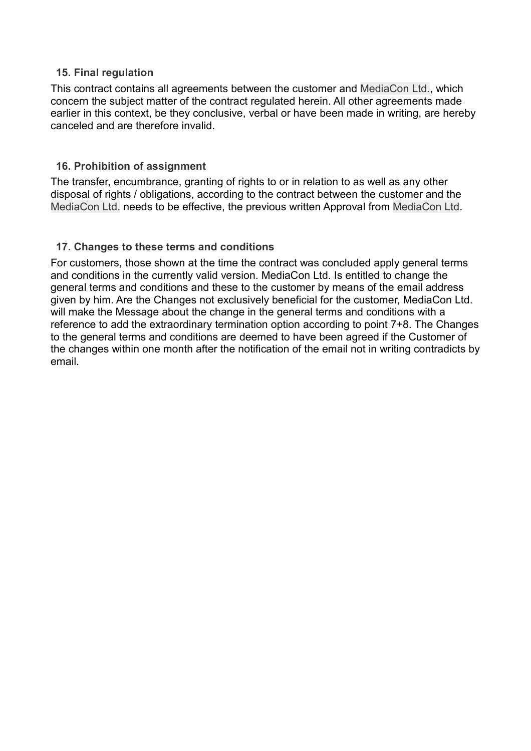## 15. Final regulation

This contract contains all agreements between the customer and MediaCon Ltd., which concern the subject matter of the contract regulated herein. All other agreements made earlier in this context, be they conclusive, verbal or have been made in writing, are hereby canceled and are therefore invalid.

## 16. Prohibition of assignment

The transfer, encumbrance, granting of rights to or in relation to as well as any other disposal of rights / obligations, according to the contract between the customer and the MediaCon Ltd. needs to be effective, the previous written Approval from MediaCon Ltd.

## 17. Changes to these terms and conditions

For customers, those shown at the time the contract was concluded apply general terms and conditions in the currently valid version. MediaCon Ltd. Is entitled to change the general terms and conditions and these to the customer by means of the email address given by him. Are the Changes not exclusively beneficial for the customer, MediaCon Ltd. will make the Message about the change in the general terms and conditions with a reference to add the extraordinary termination option according to point 7+8. The Changes to the general terms and conditions are deemed to have been agreed if the Customer of the changes within one month after the notification of the email not in writing contradicts by email.